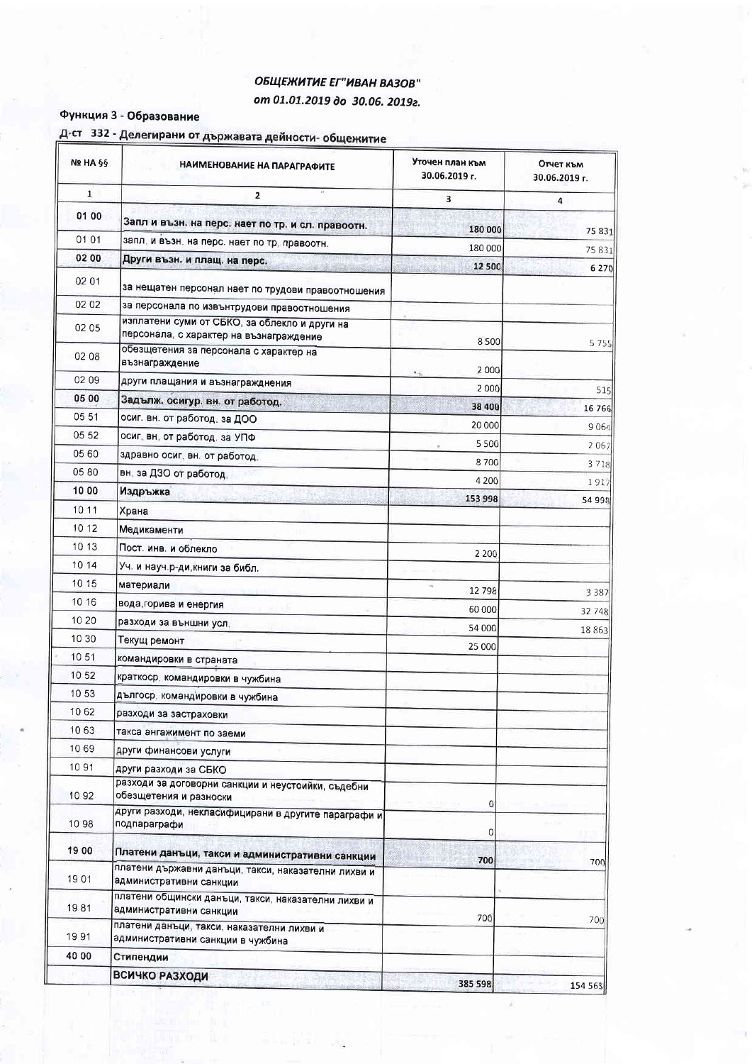## ОБЩЕЖИТИЕ ЕГ"ИВАН ВАЗОВ"

### от 01.01.2019 до 30.06. 2019г.

**Функция 3 - Образование**

**Д-ст 332 - Делегирани от държавата дейности- общежитие**

| № НА §§ | НАИМЕНОВАНИЕ НА ПАРАГРАФИТЕ | Уточен план към 30.06.2019 г. | Отчет към 30.06.2019 г. |
|---|---|---|---|
| 1 | 2 | 3 | 4 |
| **01 00** | **Запл и възн. на перс. нает по тр. и сл. правоотн.** | 180 000 | 75 831 |
| 01 01 | запл. и възн. на перс. нает по тр. правоотн. | 180 000 | 75 831 |
| **02 00** | **Други възн. и плащ. на перс.** | **12 500** | 6 270 |
| 02 01 | за нещатен персонал нает по трудови правоотношения | | |
| 02 02 | за персонала по извънтрудови правоотношения | | |
| 02 05 | изплатени суми от СБКО, за облекло и други на персонала, с характер на възнаграждение | 8 500 | 5 755 |
| 02 08 | обезщетения за персонала с характер на възнаграждение | 2 000 | |
| 02 09 | други плащания и възнаграждения | 2 000 | 515 |
| **05 00** | **Задълж. осигур. вн. от работод.** | **38 400** | 16 766 |
| 05 51 | осиг. вн. от работод. за ДОО | 20 000 | 9 064 |
| 05 52 | осиг. вн. от работод. за УПФ | 5 500 | 2 067 |
| 05 60 | здравно осиг. вн. от работод. | 8 700 | 3 718 |
| 05 80 | вн. за ДЗО от работод. | 4 200 | 1 917 |
| **10 00** | **Издръжка** | **153 998** | 54 998 |
| 10 11 | Храна | | |
| 10 12 | Медикаменти | | |
| 10 13 | Пост. инв. и облекло | 2 200 | |
| 10 14 | Уч. и науч.р-ди,книги за библ. | | |
| 10 15 | материали | 12 798 | 3 387 |
| 10 16 | вода,горива и енергия | 60 000 | 32 748 |
| 10 20 | разходи за външни усл. | 54 000 | 18 863 |
| 10 30 | Текущ ремонт | 25 000 | |
| 10 51 | командировки в страната | | |
| 10 52 | краткоср. командировки в чужбина | | |
| 10 53 | дългоср. командировки в чужбина | | |
| 10 62 | разходи за застраховки | | |
| 10 63 | такса ангажимент по заеми | | |
| 10 69 | други финансови услуги | | |
| 10 91 | други разходи за СБКО | | |
| 10 92 | разходи за договорни санкции и неустойки, съдебни обезщетения и разноски | 0 | |
| 10 98 | други разходи, некласифицирани в другите параграфи и подпараграфи | 0 | |
| **19 00** | **Платени данъци, такси и административни санкции** | **700** | 700 |
| 19 01 | платени държавни данъци, такси, наказателни лихви и административни санкции | | |
| 19 81 | платени общински данъци, такси, наказателни лихви и административни санкции | 700 | 700 |
| 19 91 | платени данъци, такси, наказателни лихви и административни санкции в чужбина | | |
| **40 00** | **Стипендии** | | |
| | **ВСИЧКО РАЗХОДИ** | 385 598 | 154 565 |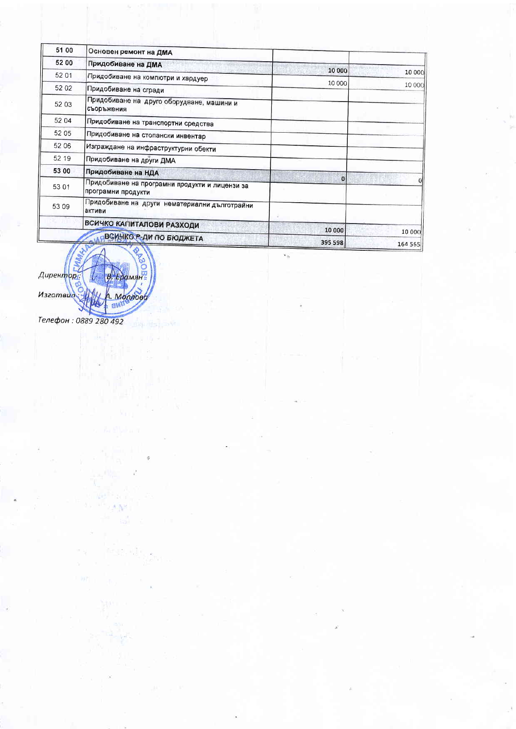| 51 00 | Основен ремонт на ДМА | | |
|---|---|---|---|
| **52 00** | **Придобиване на ДМА** | 10 000 | 10 000 |
| 52 01 | Придобиване на компютри и хардуер | 10 000 | 10 000 |
| 52 02 | Придобиване на сгради | | |
| 52 03 | Придобиване на друго оборудване, машини и съоръжения | | |
| 52 04 | Придобиване на транспортни средства | | |
| 52 05 | Придобиване на стопански инвентар | | |
| 52 06 | Изграждане на инфраструктурни обекти | | |
| 52 19 | Придобиване на други ДМА | | |
| **53 00** | **Придобиване на НДА** | 0 | 0 |
| 53 01 | Придобиване на програмни продукти и лицензи за програмни продукти | | |
| 53 09 | Придобиване на други нематериални дълготрайни активи | | |
| | **ВСИЧКО КАПИТАЛОВИ РАЗХОДИ** | 10 000 | 10 000 |
| | **ВСИЧКО Р-ДИ ПО БЮДЖЕТА** | 395 598 | 164 565 |

*Директор:* В. Ерамян

*Изготвил:* А. Моллова

*Телефон : 0889 280 492*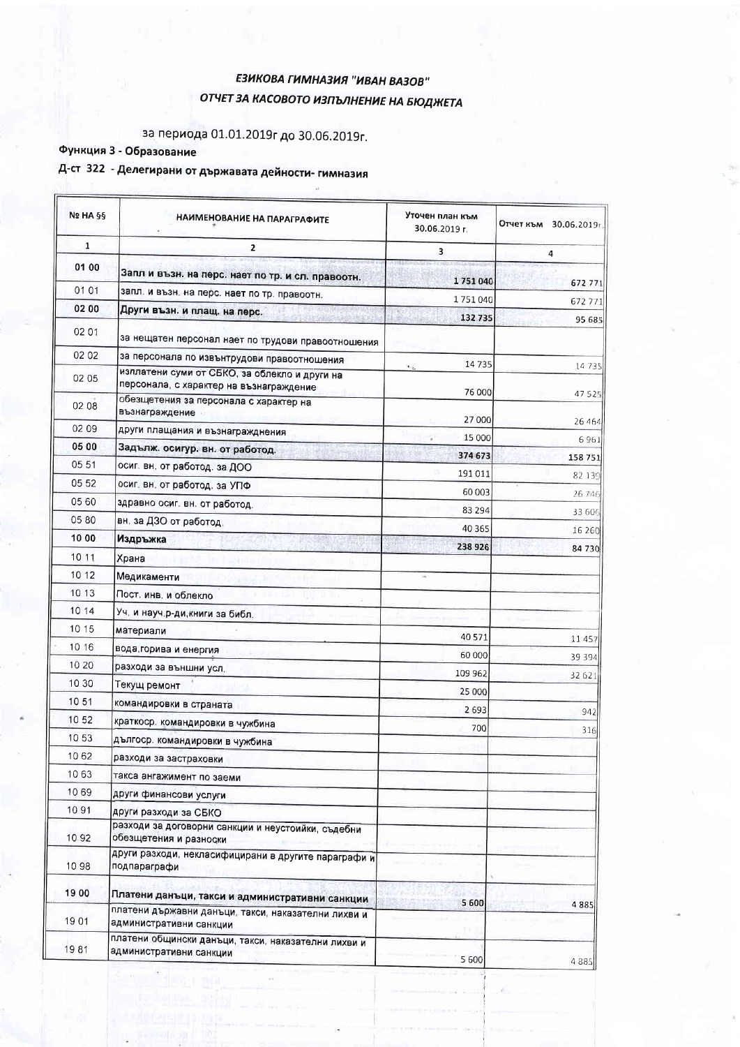# ЕЗИКОВА ГИМНАЗИЯ "ИВАН ВАЗОВ"

## ОТЧЕТ ЗА КАСОВОТО ИЗПЪЛНЕНИЕ НА БЮДЖЕТА

за периода 01.01.2019г до 30.06.2019г.

**Функция 3 - Образование**

**Д-ст 322 - Делегирани от държавата дейности- гимназия**

| № НА §§ | НАИМЕНОВАНИЕ НА ПАРАГРАФИТЕ | Уточен план към 30.06.2019 г. | Отчет към 30.06.2019г. |
|---|---|---|---|
| 1 | 2 | 3 | 4 |
| **01 00** | **Запл и възн. на перс. нает по тр. и сл. правоотн.** | **1 751 040** | **672 771** |
| 01 01 | запл. и възн. на перс. нает по тр. правоотн. | 1 751 040 | 672 771 |
| **02 00** | **Други възн. и плащ. на перс.** | **132 735** | 95 685 |
| 02 01 | за нещатен персонал нает по трудови правоотношения | | |
| 02 02 | за персонала по извънтрудови правоотношения | 14 735 | 14 735 |
| 02 05 | изплатени суми от СБКО, за облекло и други на персонала, с характер на възнаграждение | 76 000 | 47 525 |
| 02 08 | обезщетения за персонала с характер на възнаграждение | 27 000 | 26 464 |
| 02 09 | други плащания и възнаграждения | 15 000 | 6 961 |
| **05 00** | **Задълж. осигур. вн. от работод.** | **374 673** | **158 751** |
| 05 51 | осиг. вн. от работод. за ДОО | 191 011 | 82 139 |
| 05 52 | осиг. вн. от работод. за УПФ | 60 003 | 26 746 |
| 05 60 | здравно осиг. вн. от работод. | 83 294 | 33 606 |
| 05 80 | вн. за ДЗО от работод. | 40 365 | 16 260 |
| **10 00** | **Издръжка** | **238 926** | 84 730 |
| 10 11 | Храна | | |
| 10 12 | Медикаменти | | |
| 10 13 | Пост. инв. и облекло | | |
| 10 14 | Уч. и науч.р-ди,книги за библ. | | |
| 10 15 | материали | 40 571 | 11 457 |
| 10 16 | вода,горива и енергия | 60 000 | 39 394 |
| 10 20 | разходи за външни усл. | 109 962 | 32 621 |
| 10 30 | Текущ ремонт | 25 000 | |
| 10 51 | командировки в страната | 2 693 | 942 |
| 10 52 | краткоср. командировки в чужбина | 700 | 316 |
| 10 53 | дългоср. командировки в чужбина | | |
| 10 62 | разходи за застраховки | | |
| 10 63 | такса ангажимент по заеми | | |
| 10 69 | други финансови услуги | | |
| 10 91 | други разходи за СБКО | | |
| 10 92 | разходи за договорни санкции и неустойки, съдебни обезщетения и разноски | | |
| 10 98 | други разходи, некласифицирани в другите параграфи и подпараграфи | | |
| **19 00** | **Платени данъци, такси и административни санкции** | 5 600 | 4 885 |
| 19 01 | платени държавни данъци, такси, наказателни лихви и административни санкции | | |
| 19 81 | платени общински данъци, такси, наказателни лихви и административни санкции | 5 600 | 4 885 |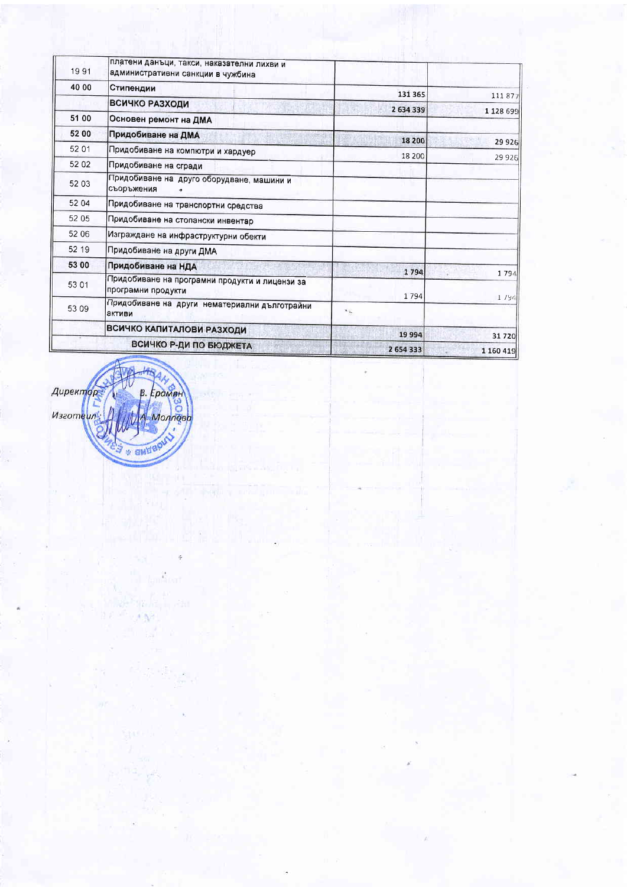| | | | |
|---|---|---|---|
| 19 91 | платени данъци, такси, наказателни лихви и административни санкции в чужбина | | |
| **40 00** | **Стипендии** | 131 365 | 111 877 |
| | **ВСИЧКО РАЗХОДИ** | **2 634 339** | **1 128 699** |
| **51 00** | **Основен ремонт на ДМА** | | |
| **52 00** | **Придобиване на ДМА** | **18 200** | **29 926** |
| 52 01 | Придобиване на компютри и хардуер | 18 200 | 29 926 |
| 52 02 | Придобиване на сгради | | |
| 52 03 | Придобиване на друго оборудване, машини и съоръжения | | |
| 52 04 | Придобиване на транспортни средства | | |
| 52 05 | Придобиване на стопански инвентар | | |
| 52 06 | Изграждане на инфраструктурни обекти | | |
| 52 19 | Придобиване на други ДМА | | |
| **53 00** | **Придобиване на НДА** | **1 794** | 1 794 |
| 53 01 | Придобиване на програмни продукти и лицензи за програмни продукти | 1 794 | 1 794 |
| 53 09 | Придобиване на други нематериални дълготрайни активи | | |
| | **ВСИЧКО КАПИТАЛОВИ РАЗХОДИ** | 19 994 | 31 720 |
| | **ВСИЧКО Р-ДИ ПО БЮДЖЕТА** | **2 654 333** | 1 160 419 |

*Директор* В. Еромян

*Изготвил:* А. Моллова